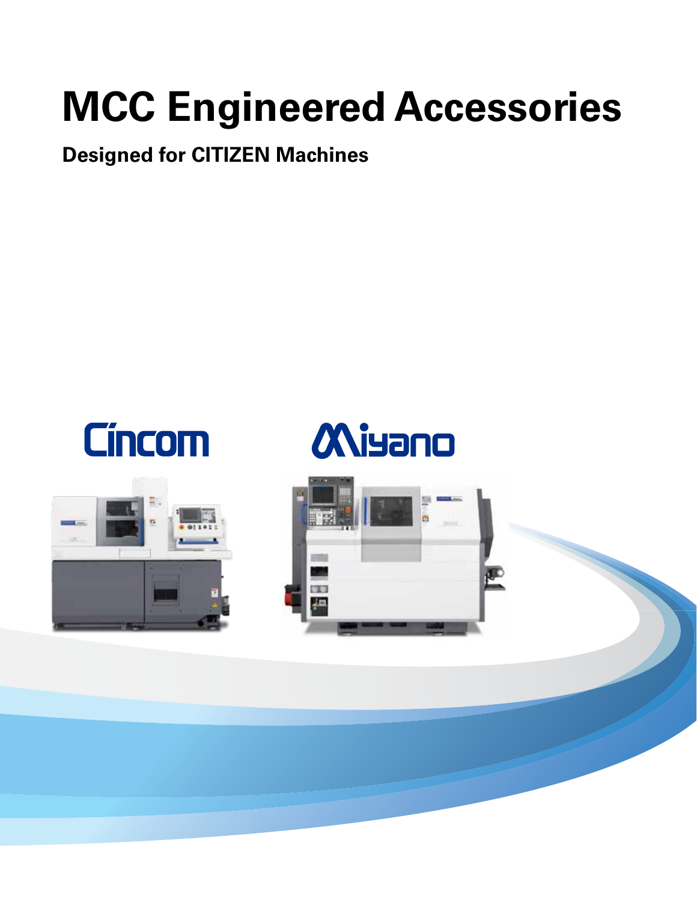# MCC Engineered Accessories

**Designed for CITIZEN Machines**

Cincom

Miyano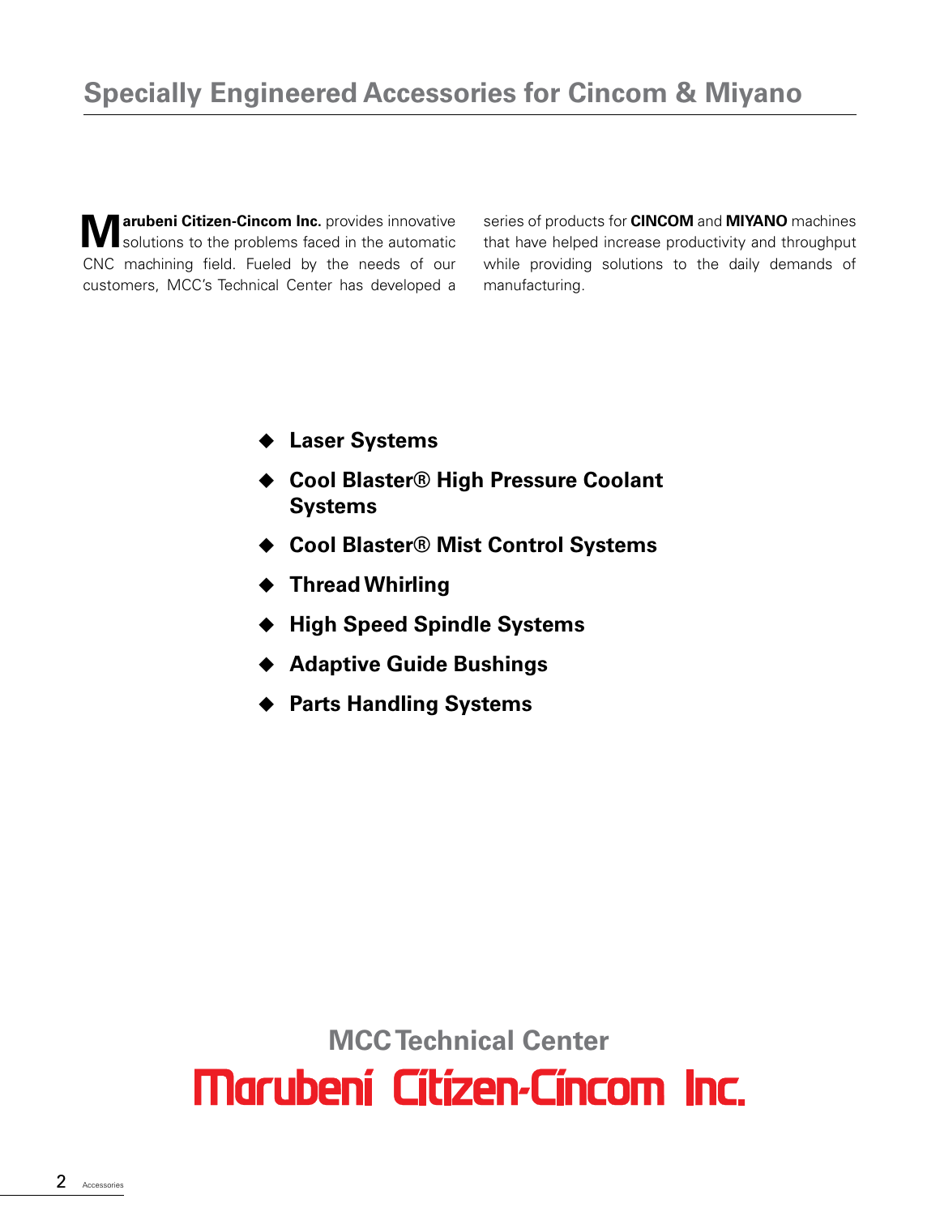# Specially Engineered Accessories for Cincom & Miyano

**Marubeni Citizen-Cincom Inc.** provides innovative solutions to the problems faced in the automatic CNC machining field. Fueled by the needs of our customers, MCC's Technical Center has developed a series of products for **CINCOM** and **MIYANO** machines that have helped increase productivity and throughput while providing solutions to the daily demands of manufacturing.

- **Laser Systems**
- **Cool Blaster® High Pressure Coolant Systems**
- **Cool Blaster® Mist Control Systems**
- **Thread Whirling**
- **High Speed Spindle Systems**
- **Adaptive Guide Bushings**
- **Parts Handling Systems**

## MCC Technical Center

**Marubeni Citizen-Cincom Inc.**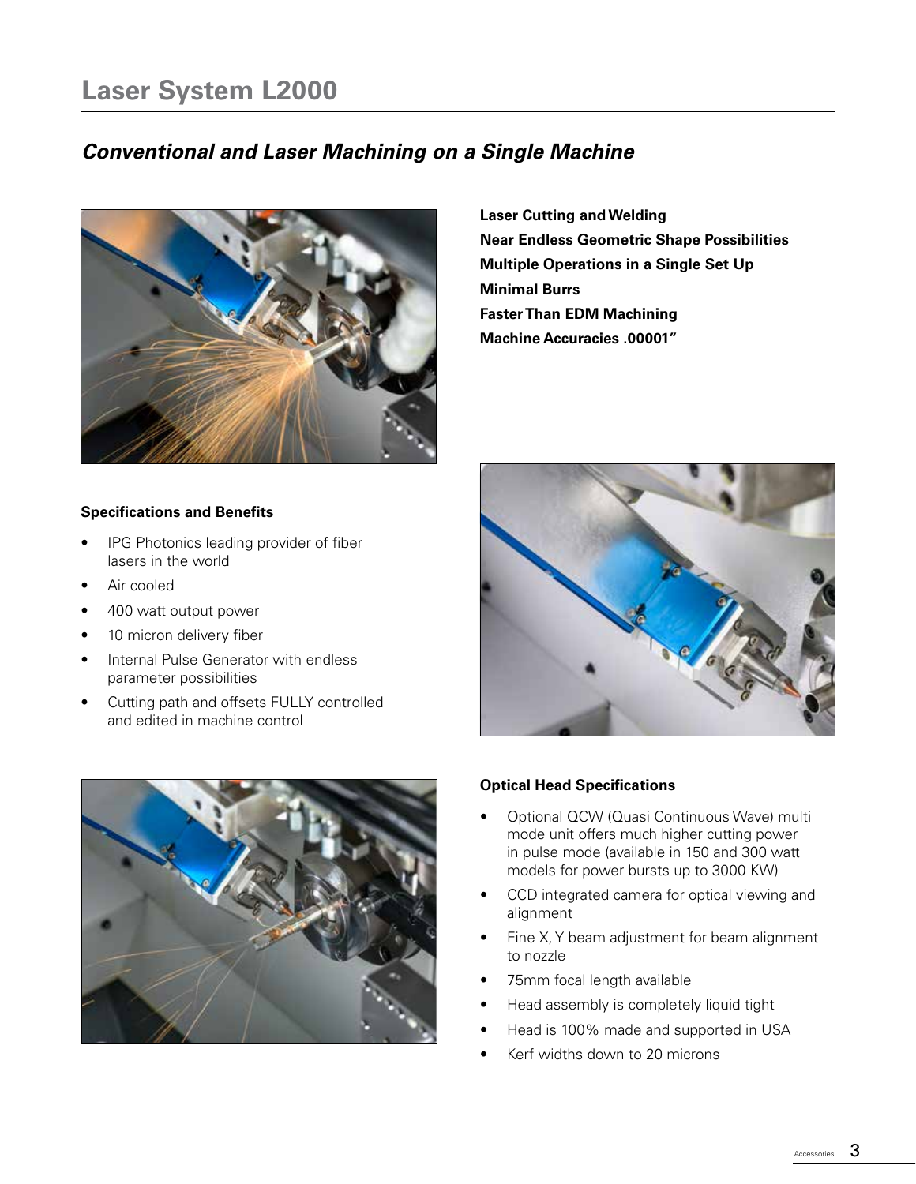# Laser System L2000

## *Conventional and Laser Machining on a Single Machine*

**Laser Cutting and Welding**
**Near Endless Geometric Shape Possibilities**
**Multiple Operations in a Single Set Up**
**Minimal Burrs**
**Faster Than EDM Machining**
**Machine Accuracies .00001"**

### Specifications and Benefits

- IPG Photonics leading provider of fiber lasers in the world
- Air cooled
- 400 watt output power
- 10 micron delivery fiber
- Internal Pulse Generator with endless parameter possibilities
- Cutting path and offsets FULLY controlled and edited in machine control

### Optical Head Specifications

- Optional QCW (Quasi Continuous Wave) multi mode unit offers much higher cutting power in pulse mode (available in 150 and 300 watt models for power bursts up to 3000 KW)
- CCD integrated camera for optical viewing and alignment
- Fine X, Y beam adjustment for beam alignment to nozzle
- 75mm focal length available
- Head assembly is completely liquid tight
- Head is 100% made and supported in USA
- Kerf widths down to 20 microns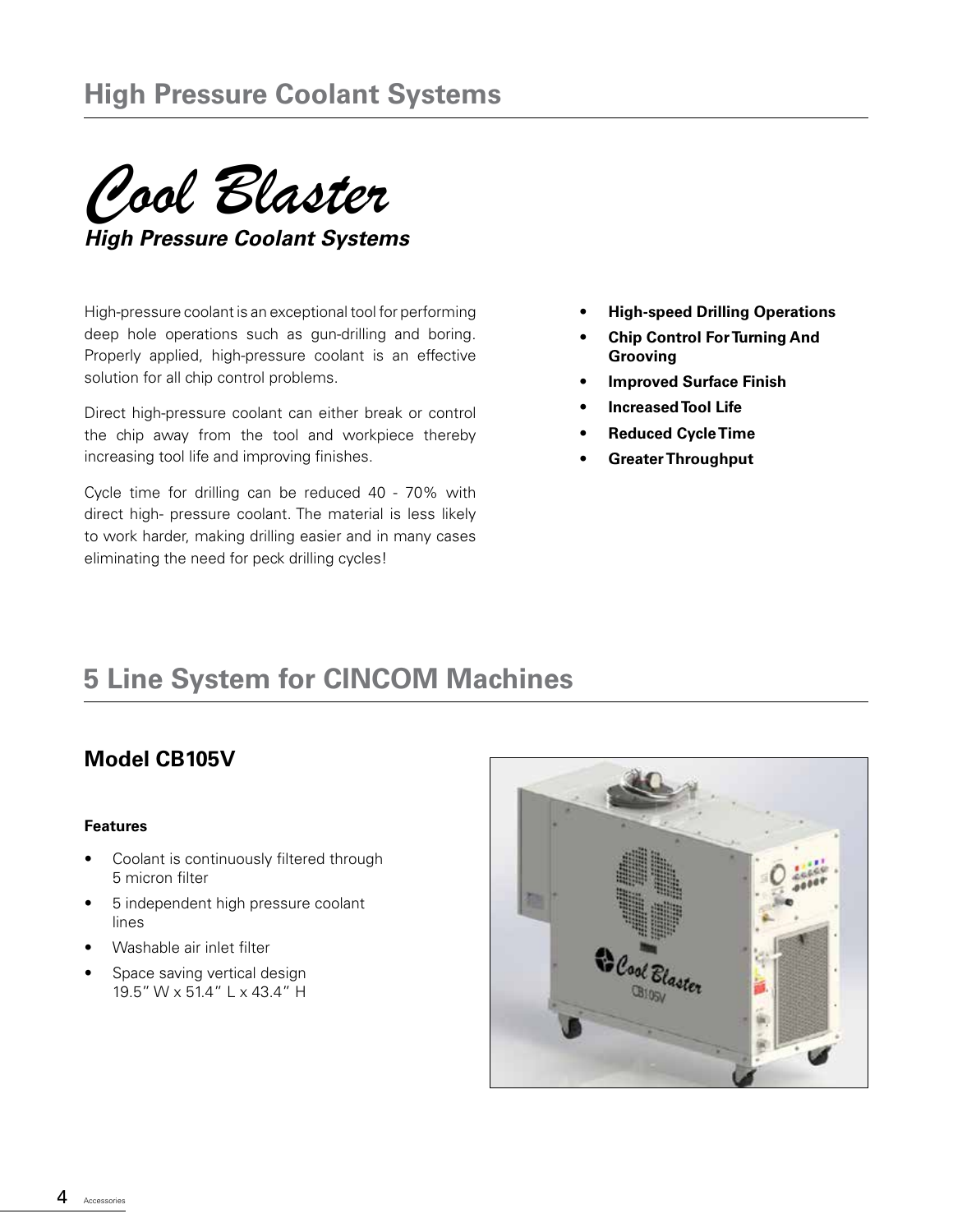# High Pressure Coolant Systems

## *Cool Blaster*

***High Pressure Coolant Systems***

High-pressure coolant is an exceptional tool for performing deep hole operations such as gun-drilling and boring. Properly applied, high-pressure coolant is an effective solution for all chip control problems.

Direct high-pressure coolant can either break or control the chip away from the tool and workpiece thereby increasing tool life and improving finishes.

Cycle time for drilling can be reduced 40 - 70% with direct high- pressure coolant. The material is less likely to work harder, making drilling easier and in many cases eliminating the need for peck drilling cycles!

- **High-speed Drilling Operations**
- **Chip Control For Turning And Grooving**
- **Improved Surface Finish**
- **Increased Tool Life**
- **Reduced Cycle Time**
- **Greater Throughput**

# 5 Line System for CINCOM Machines

## Model CB105V

**Features**

- Coolant is continuously filtered through 5 micron filter
- 5 independent high pressure coolant lines
- Washable air inlet filter
- Space saving vertical design 19.5" W x 51.4" L x 43.4" H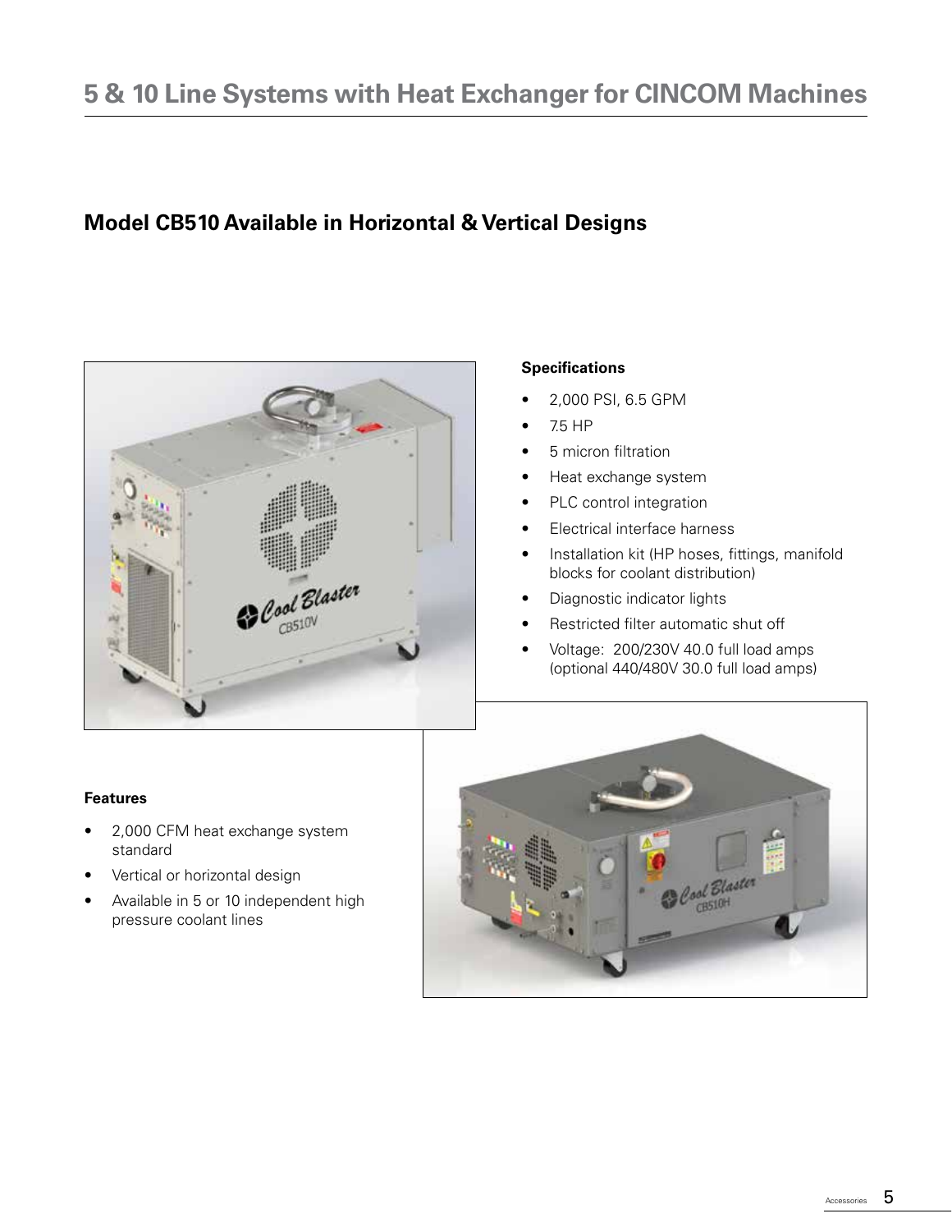# 5 & 10 Line Systems with Heat Exchanger for CINCOM Machines

## Model CB510 Available in Horizontal & Vertical Designs

**Specifications**

- 2,000 PSI, 6.5 GPM
- 7.5 HP
- 5 micron filtration
- Heat exchange system
- PLC control integration
- Electrical interface harness
- Installation kit (HP hoses, fittings, manifold blocks for coolant distribution)
- Diagnostic indicator lights
- Restricted filter automatic shut off
- Voltage: 200/230V 40.0 full load amps (optional 440/480V 30.0 full load amps)

**Features**

- 2,000 CFM heat exchange system standard
- Vertical or horizontal design
- Available in 5 or 10 independent high pressure coolant lines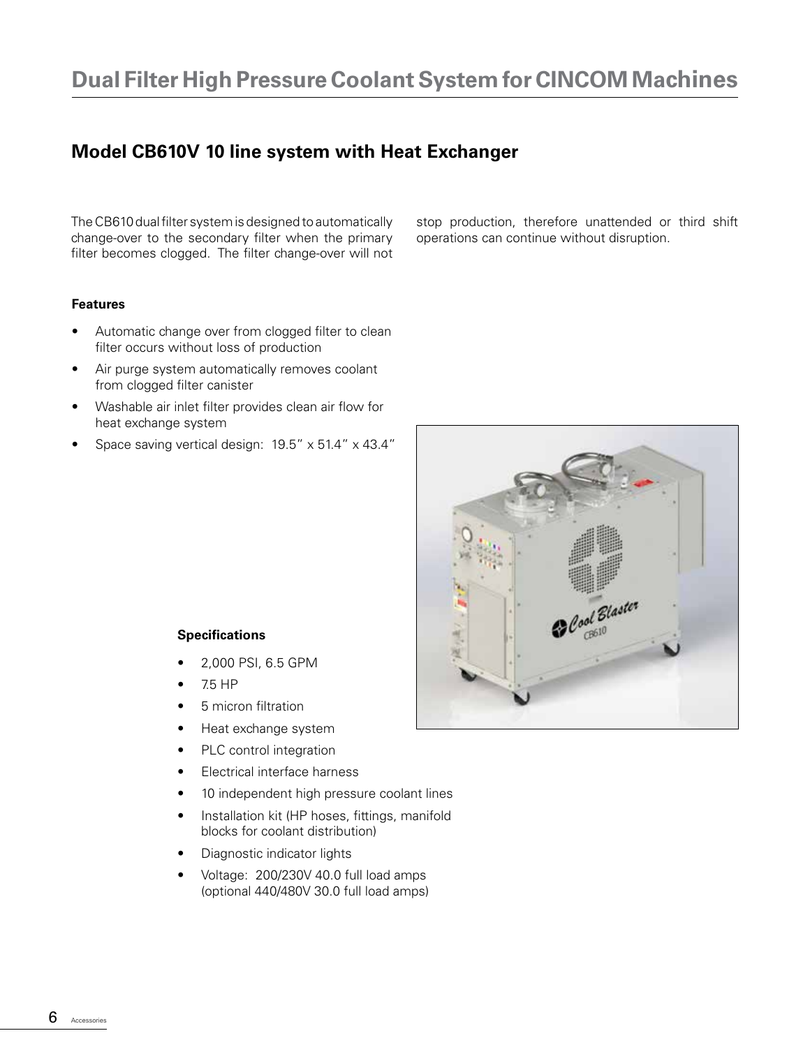# Dual Filter High Pressure Coolant System for CINCOM Machines

## Model CB610V 10 line system with Heat Exchanger

The CB610 dual filter system is designed to automatically change-over to the secondary filter when the primary filter becomes clogged. The filter change-over will not stop production, therefore unattended or third shift operations can continue without disruption.

**Features**

- Automatic change over from clogged filter to clean filter occurs without loss of production
- Air purge system automatically removes coolant from clogged filter canister
- Washable air inlet filter provides clean air flow for heat exchange system
- Space saving vertical design: 19.5" x 51.4" x 43.4"

**Specifications**

- 2,000 PSI, 6.5 GPM
- 7.5 HP
- 5 micron filtration
- Heat exchange system
- PLC control integration
- Electrical interface harness
- 10 independent high pressure coolant lines
- Installation kit (HP hoses, fittings, manifold blocks for coolant distribution)
- Diagnostic indicator lights
- Voltage: 200/230V 40.0 full load amps (optional 440/480V 30.0 full load amps)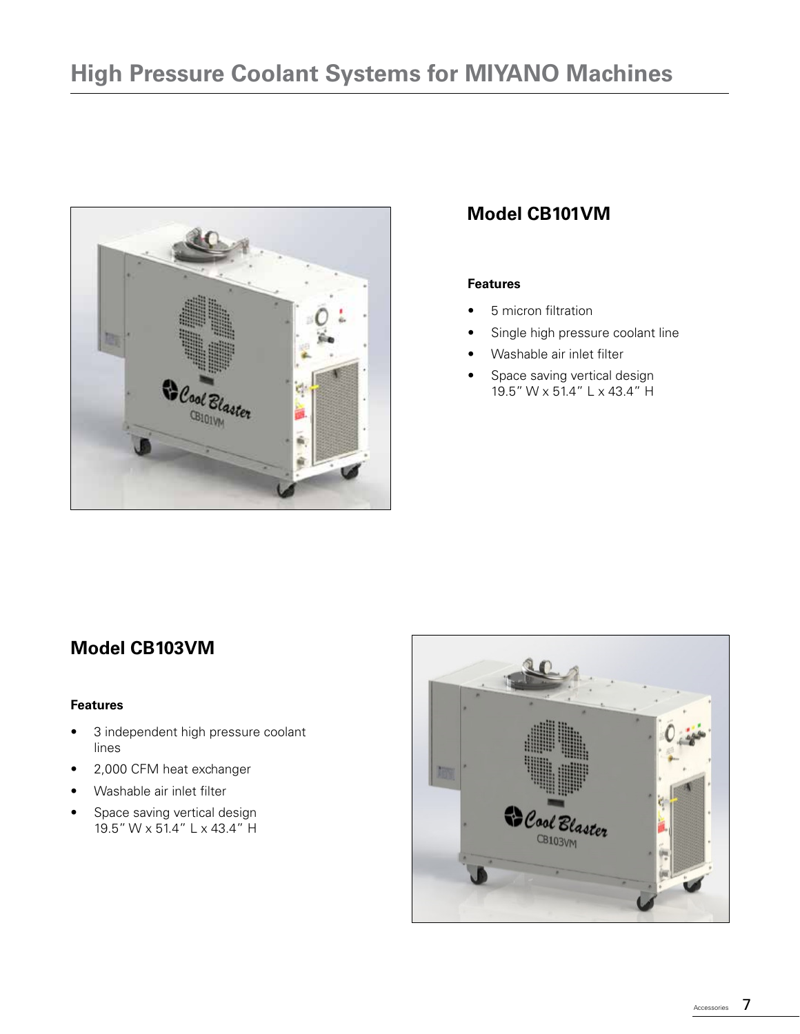# High Pressure Coolant Systems for MIYANO Machines

## Model CB101VM

**Features**

- 5 micron filtration
- Single high pressure coolant line
- Washable air inlet filter
- Space saving vertical design
  19.5" W x 51.4" L x 43.4" H

## Model CB103VM

**Features**

- 3 independent high pressure coolant lines
- 2,000 CFM heat exchanger
- Washable air inlet filter
- Space saving vertical design
  19.5" W x 51.4" L x 43.4" H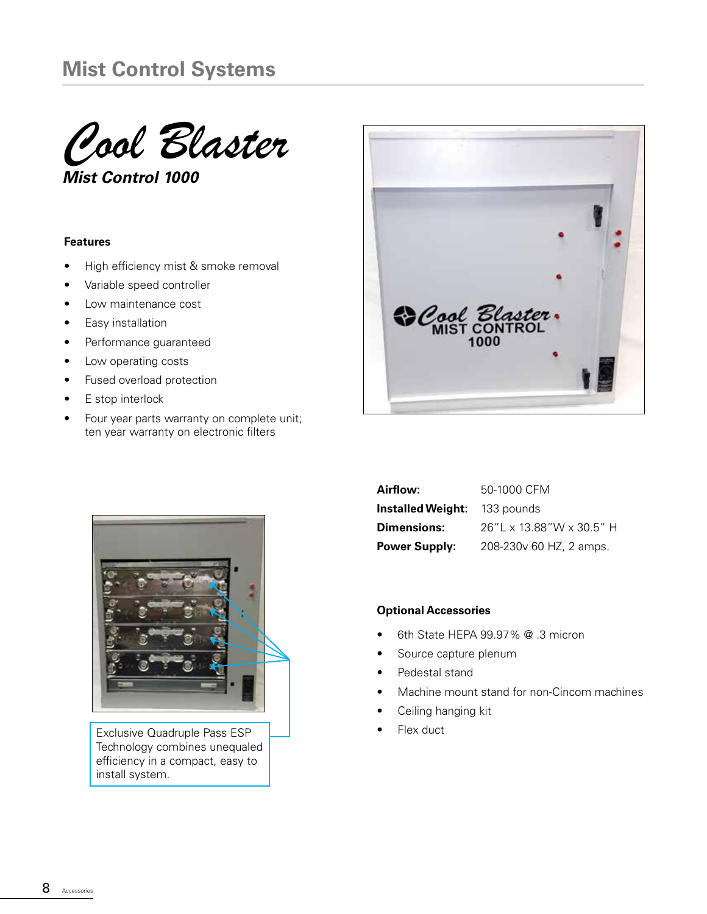# Mist Control Systems

## Cool Blaster

### *Mist Control 1000*

**Features**

- High efficiency mist & smoke removal
- Variable speed controller
- Low maintenance cost
- Easy installation
- Performance guaranteed
- Low operating costs
- Fused overload protection
- E stop interlock
- Four year parts warranty on complete unit; ten year warranty on electronic filters

| | |
|---|---|
| **Airflow:** | 50-1000 CFM |
| **Installed Weight:** | 133 pounds |
| **Dimensions:** | 26"L x 13.88"W x 30.5" H |
| **Power Supply:** | 208-230v 60 HZ, 2 amps. |

Exclusive Quadruple Pass ESP Technology combines unequaled efficiency in a compact, easy to install system.

**Optional Accessories**

- 6th State HEPA 99.97% @ .3 micron
- Source capture plenum
- Pedestal stand
- Machine mount stand for non-Cincom machines
- Ceiling hanging kit
- Flex duct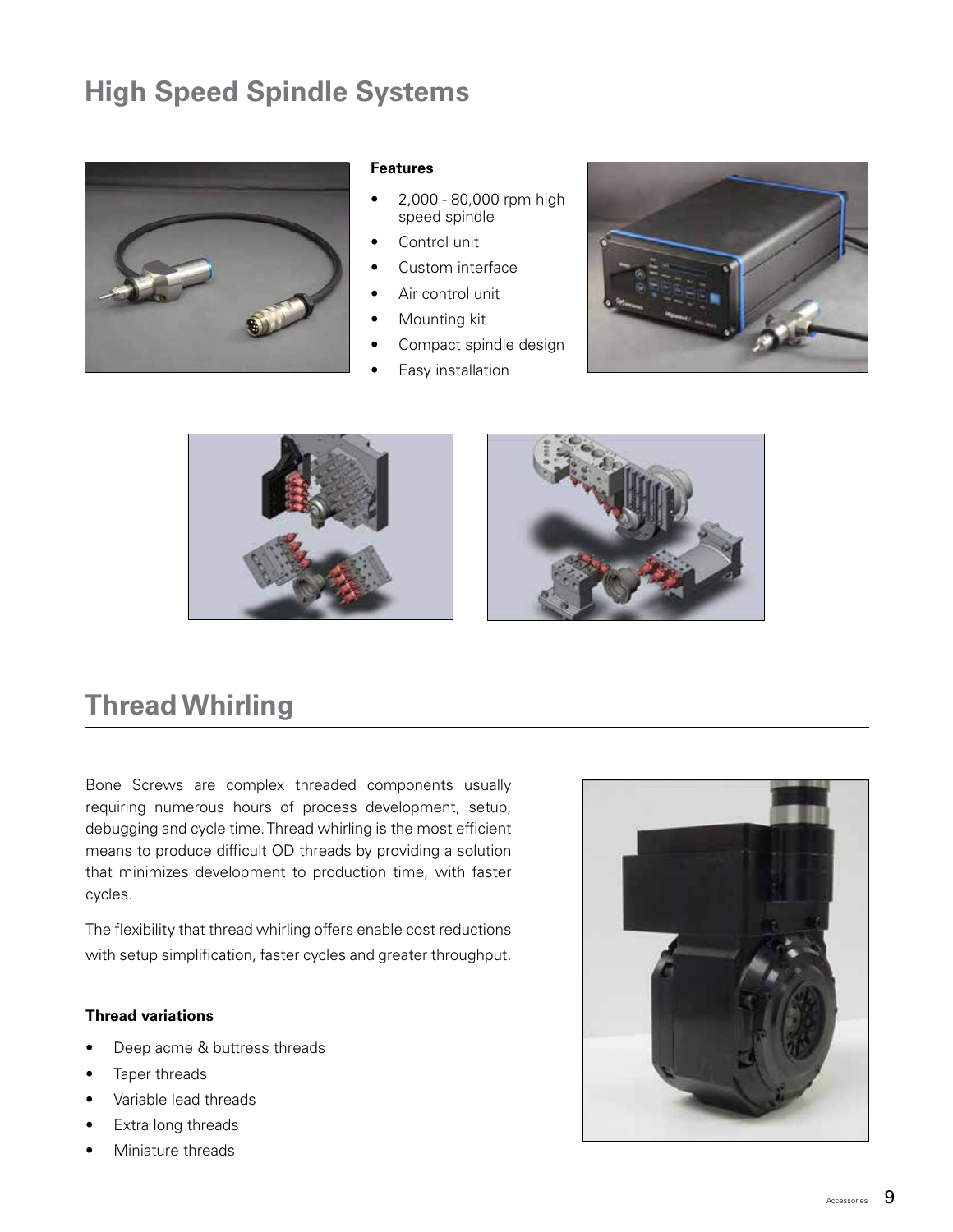# High Speed Spindle Systems

**Features**

- 2,000 - 80,000 rpm high speed spindle
- Control unit
- Custom interface
- Air control unit
- Mounting kit
- Compact spindle design
- Easy installation

# Thread Whirling

Bone Screws are complex threaded components usually requiring numerous hours of process development, setup, debugging and cycle time. Thread whirling is the most efficient means to produce difficult OD threads by providing a solution that minimizes development to production time, with faster cycles.

The flexibility that thread whirling offers enable cost reductions with setup simplification, faster cycles and greater throughput.

**Thread variations**

- Deep acme & buttress threads
- Taper threads
- Variable lead threads
- Extra long threads
- Miniature threads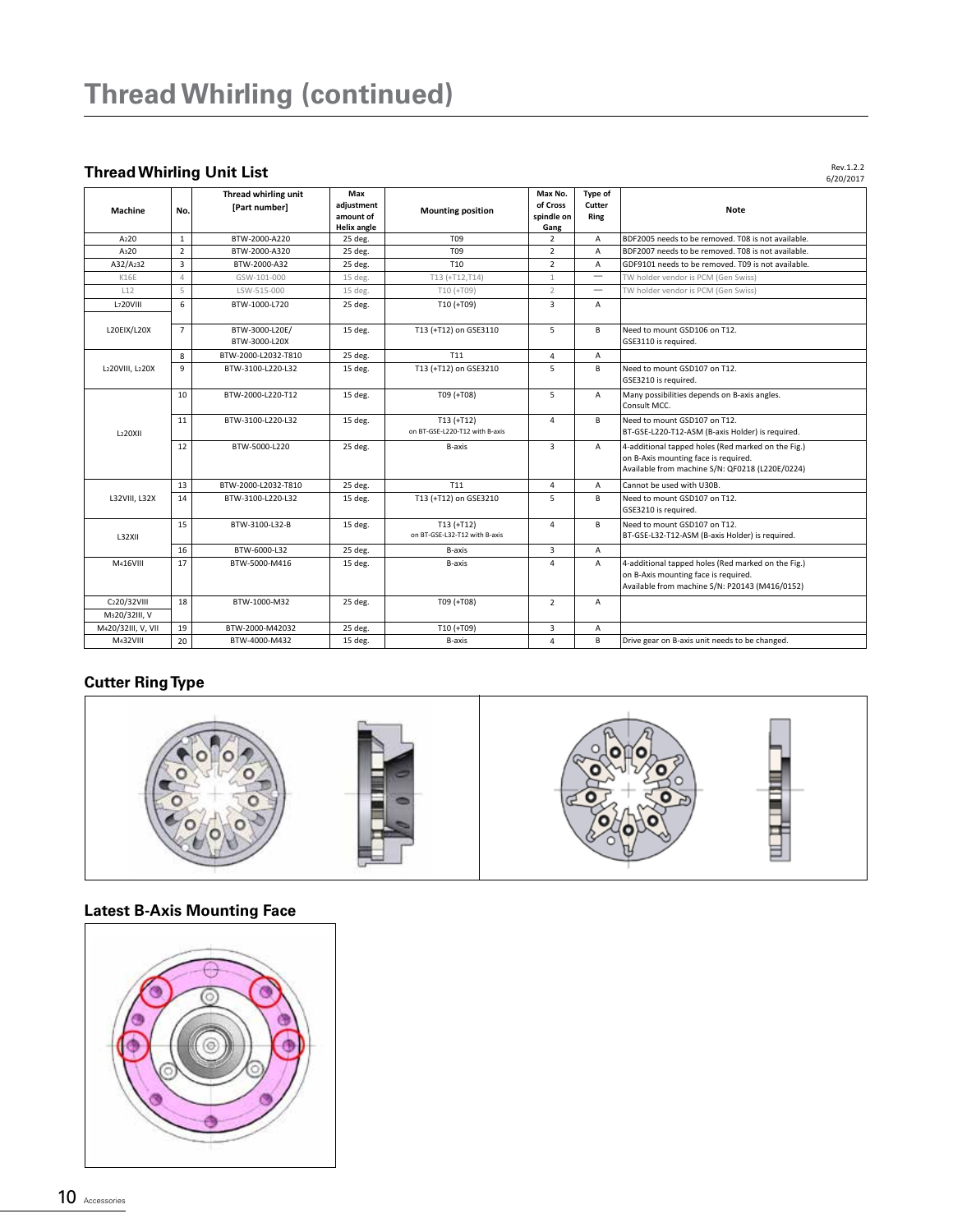# Thread Whirling (continued)

## Thread Whirling Unit List

Rev.1.2.2
6/20/2017

| Machine | No. | Thread whirling unit [Part number] | Max adjustment amount of Helix angle | Mounting position | Max No. of Cross spindle on Gang | Type of Cutter Ring | Note |
|---|---|---|---|---|---|---|---|
| A220 | 1 | BTW-2000-A220 | 25 deg. | T09 | 2 | A | BDF2005 needs to be removed. T08 is not available. |
| A320 | 2 | BTW-2000-A320 | 25 deg. | T09 | 2 | A | BDF2007 needs to be removed. T08 is not available. |
| A32/A232 | 3 | BTW-2000-A32 | 25 deg. | T10 | 2 | A | GDF9101 needs to be removed. T09 is not available. |
| K16E | 4 | GSW-101-000 | 15 deg. | T13 (+T12,T14) | 1 | — | TW holder vendor is PCM (Gen Swiss) |
| L12 | 5 | LSW-515-000 | 15 deg. | T10 (+T09) | 2 | — | TW holder vendor is PCM (Gen Swiss) |
| L720VIII | 6 | BTW-1000-L720 | 25 deg. | T10 (+T09) | 3 | A | |
| L20EIX/L20X | 7 | BTW-3000-L20E/ BTW-3000-L20X | 15 deg. | T13 (+T12) on GSE3110 | 5 | B | Need to mount GSD106 on T12. GSE3110 is required. |
| L220VIII, L220X | 8 | BTW-2000-L2032-T810 | 25 deg. | T11 | 4 | A | |
| | 9 | BTW-3100-L220-L32 | 15 deg. | T13 (+T12) on GSE3210 | 5 | B | Need to mount GSD107 on T12. GSE3210 is required. |
| L220XII | 10 | BTW-2000-L220-T12 | 15 deg. | T09 (+T08) | 5 | A | Many possibilities depends on B-axis angles. Consult MCC. |
| | 11 | BTW-3100-L220-L32 | 15 deg. | T13 (+T12) on BT-GSE-L220-T12 with B-axis | 4 | B | Need to mount GSD107 on T12. BT-GSE-L220-T12-ASM (B-axis Holder) is required. |
| | 12 | BTW-5000-L220 | 25 deg. | B-axis | 3 | A | 4-additional tapped holes (Red marked on the Fig.) on B-Axis mounting face is required. Available from machine S/N: QF0218 (L220E/0224) |
| L32VIII, L32X | 13 | BTW-2000-L2032-T810 | 25 deg. | T11 | 4 | A | Cannot be used with U30B. |
| | 14 | BTW-3100-L220-L32 | 15 deg. | T13 (+T12) on GSE3210 | 5 | B | Need to mount GSD107 on T12. GSE3210 is required. |
| L32XII | 15 | BTW-3100-L32-B | 15 deg. | T13 (+T12) on BT-GSE-L32-T12 with B-axis | 4 | B | Need to mount GSD107 on T12. BT-GSE-L32-T12-ASM (B-axis Holder) is required. |
| | 16 | BTW-6000-L32 | 25 deg. | B-axis | 3 | A | |
| M416VIII | 17 | BTW-5000-M416 | 15 deg. | B-axis | 4 | A | 4-additional tapped holes (Red marked on the Fig.) on B-Axis mounting face is required. Available from machine S/N: P20143 (M416/0152) |
| C220/32VIII, M320/32III, V | 18 | BTW-1000-M32 | 25 deg. | T09 (+T08) | 2 | A | |
| M420/32III, V, VII | 19 | BTW-2000-M42032 | 25 deg. | T10 (+T09) | 3 | A | |
| M432VIII | 20 | BTW-4000-M432 | 15 deg. | B-axis | 4 | B | Drive gear on B-axis unit needs to be changed. |

## Cutter Ring Type

## Latest B-Axis Mounting Face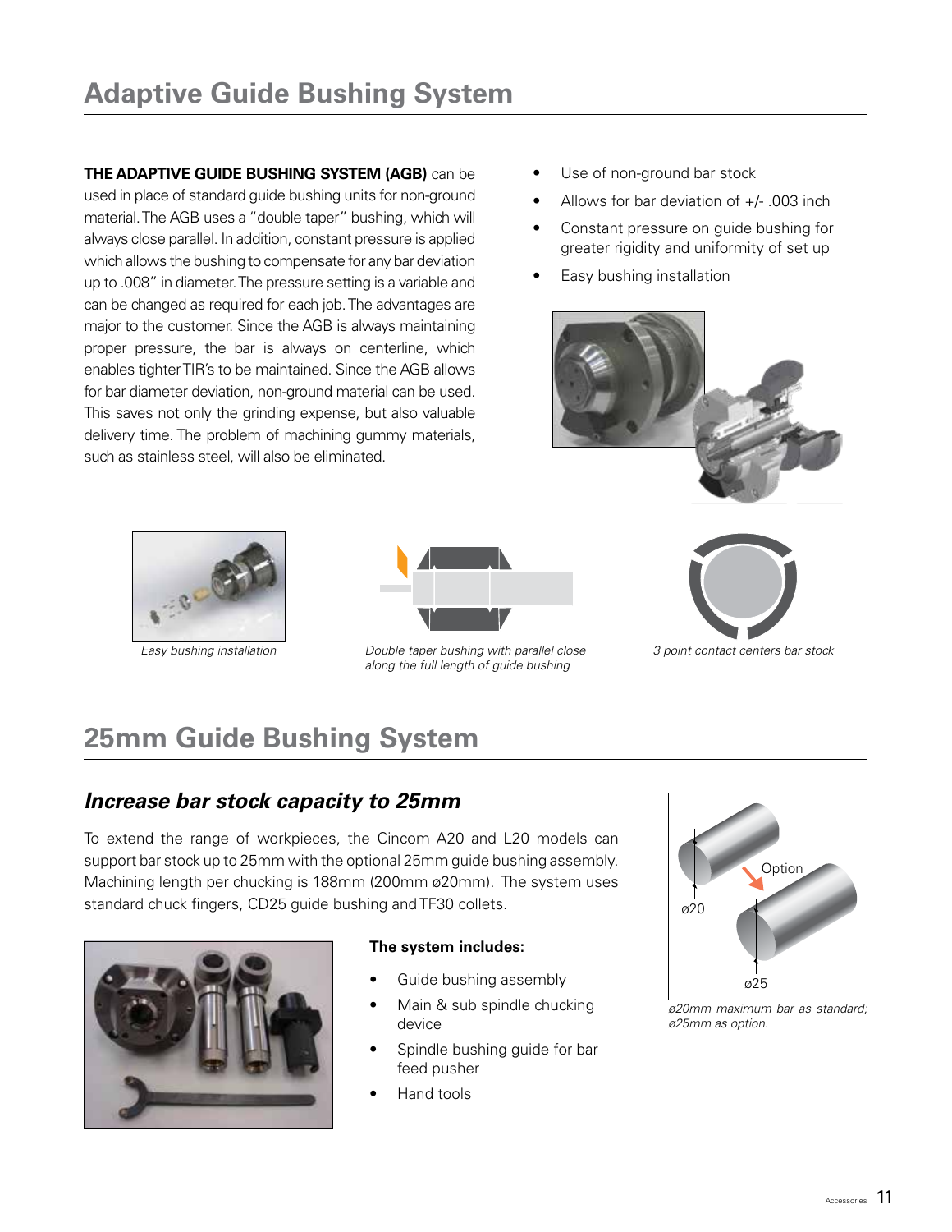# Adaptive Guide Bushing System

**THE ADAPTIVE GUIDE BUSHING SYSTEM (AGB)** can be used in place of standard guide bushing units for non-ground material. The AGB uses a "double taper" bushing, which will always close parallel. In addition, constant pressure is applied which allows the bushing to compensate for any bar deviation up to .008" in diameter. The pressure setting is a variable and can be changed as required for each job. The advantages are major to the customer. Since the AGB is always maintaining proper pressure, the bar is always on centerline, which enables tighter TIR's to be maintained. Since the AGB allows for bar diameter deviation, non-ground material can be used. This saves not only the grinding expense, but also valuable delivery time. The problem of machining gummy materials, such as stainless steel, will also be eliminated.

- Use of non-ground bar stock
- Allows for bar deviation of +/- .003 inch
- Constant pressure on guide bushing for greater rigidity and uniformity of set up
- Easy bushing installation

*Easy bushing installation*

*Double taper bushing with parallel close along the full length of guide bushing*

*3 point contact centers bar stock*

# 25mm Guide Bushing System

## *Increase bar stock capacity to 25mm*

To extend the range of workpieces, the Cincom A20 and L20 models can support bar stock up to 25mm with the optional 25mm guide bushing assembly. Machining length per chucking is 188mm (200mm ø20mm). The system uses standard chuck fingers, CD25 guide bushing and TF30 collets.

**The system includes:**

- Guide bushing assembly
- Main & sub spindle chucking device
- Spindle bushing guide for bar feed pusher
- Hand tools

Option

ø20

ø25

*ø20mm maximum bar as standard; ø25mm as option.*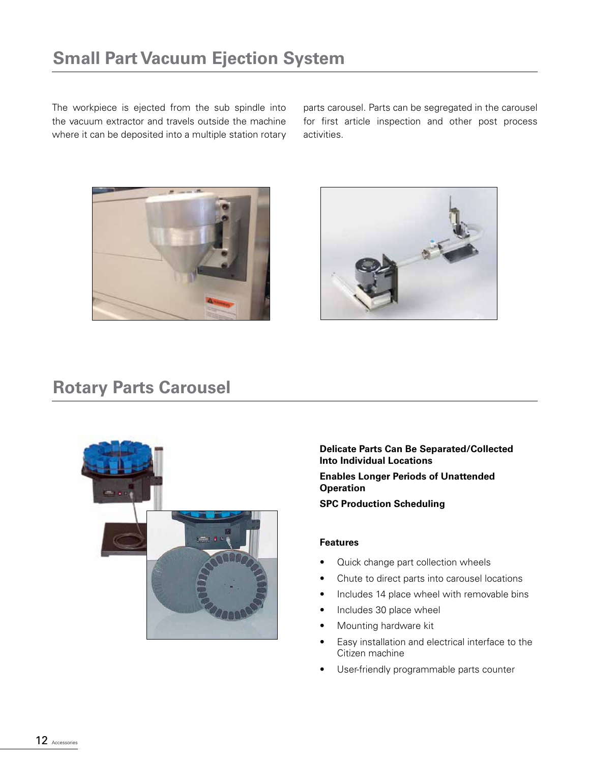## Small Part Vacuum Ejection System

The workpiece is ejected from the sub spindle into the vacuum extractor and travels outside the machine where it can be deposited into a multiple station rotary parts carousel. Parts can be segregated in the carousel for first article inspection and other post process activities.

## Rotary Parts Carousel

**Delicate Parts Can Be Separated/Collected Into Individual Locations**

**Enables Longer Periods of Unattended Operation**

**SPC Production Scheduling**

**Features**

- Quick change part collection wheels
- Chute to direct parts into carousel locations
- Includes 14 place wheel with removable bins
- Includes 30 place wheel
- Mounting hardware kit
- Easy installation and electrical interface to the Citizen machine
- User-friendly programmable parts counter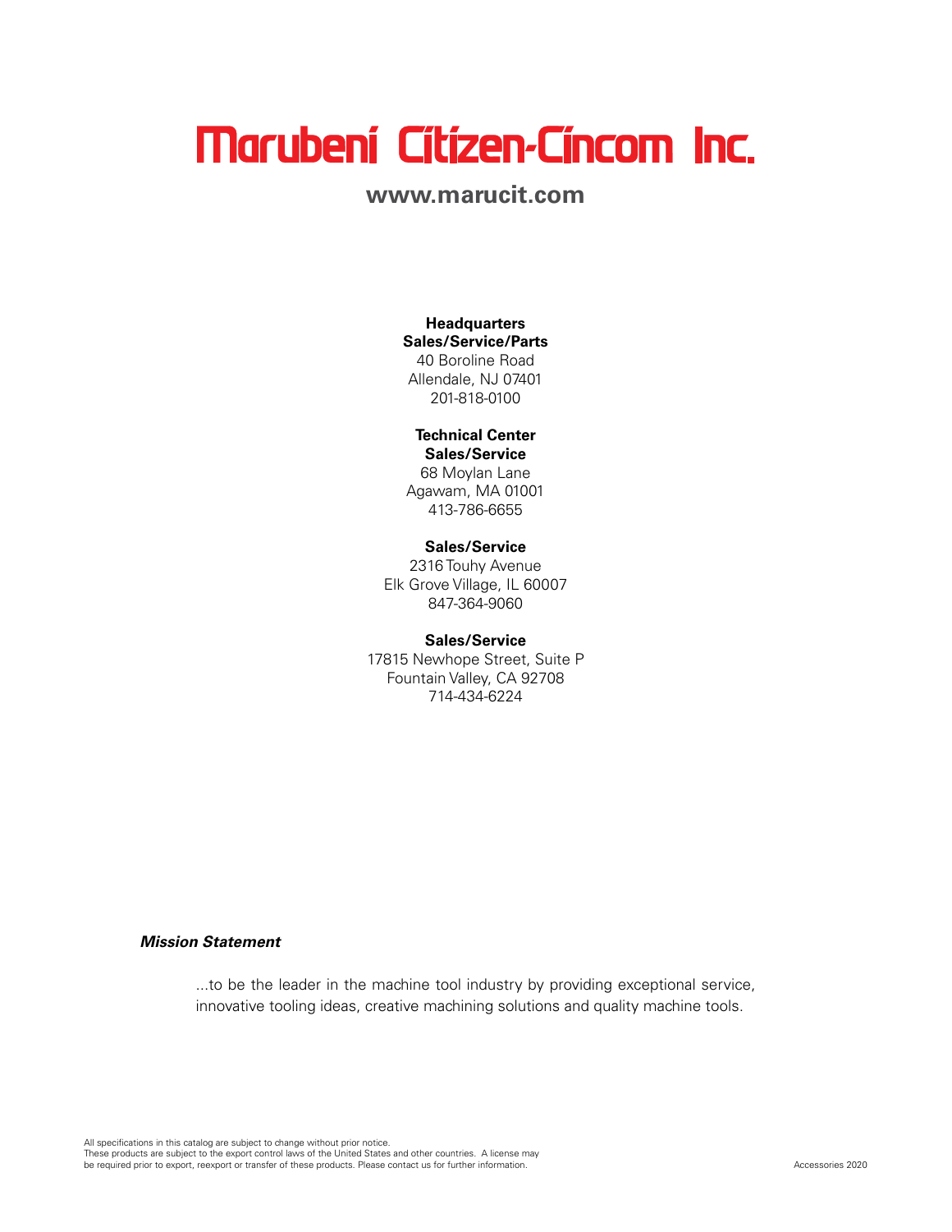# Marubeni Citizen-Cincom Inc.

**www.marucit.com**

**Headquarters**
**Sales/Service/Parts**
40 Boroline Road
Allendale, NJ 07401
201-818-0100

**Technical Center**
**Sales/Service**
68 Moylan Lane
Agawam, MA 01001
413-786-6655

**Sales/Service**
2316 Touhy Avenue
Elk Grove Village, IL 60007
847-364-9060

**Sales/Service**
17815 Newhope Street, Suite P
Fountain Valley, CA 92708
714-434-6224

***Mission Statement***

...to be the leader in the machine tool industry by providing exceptional service, innovative tooling ideas, creative machining solutions and quality machine tools.

All specifications in this catalog are subject to change without prior notice.
These products are subject to the export control laws of the United States and other countries. A license may be required prior to export, reexport or transfer of these products. Please contact us for further information.

Accessories 2020